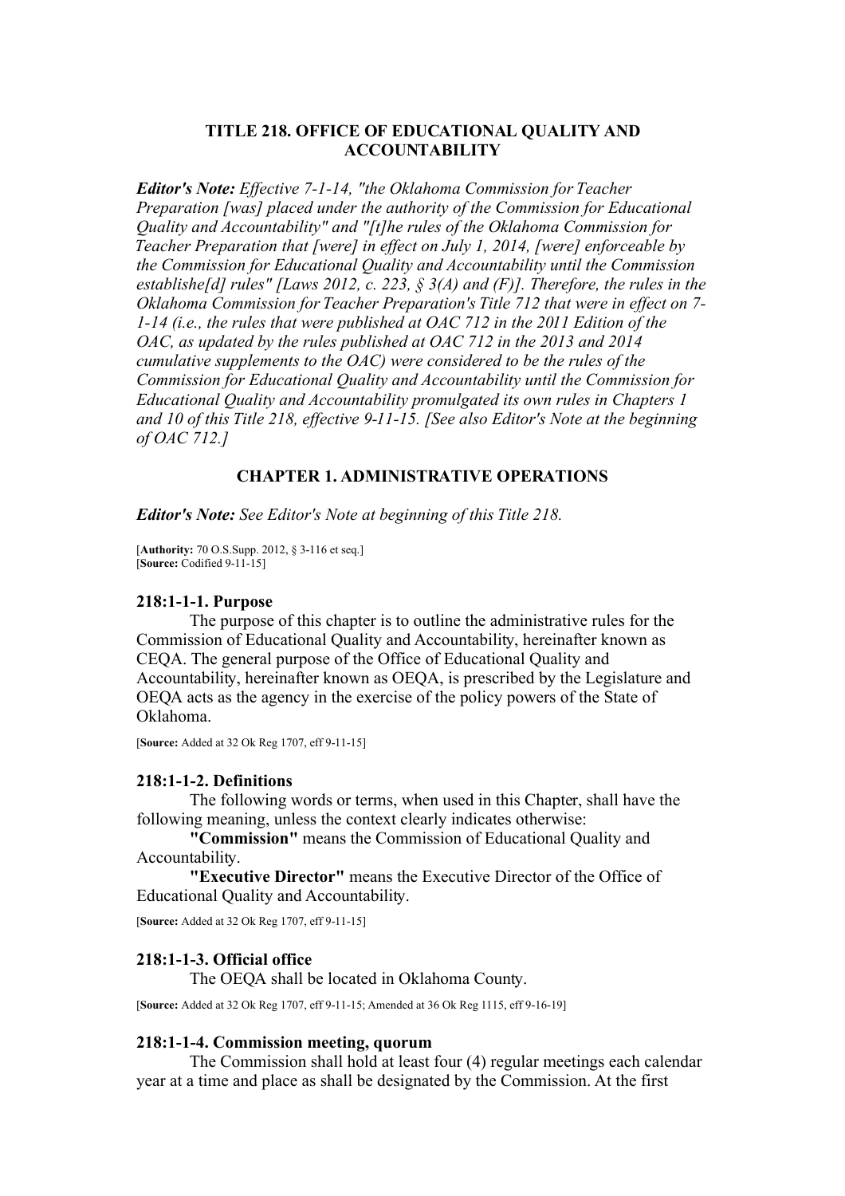# TITLE 218. OFFICE OF EDUCATIONAL QUALITY AND ACCOUNTABILITY

***Editor's Note:*** *Effective 7-1-14, "the Oklahoma Commission for Teacher Preparation [was] placed under the authority of the Commission for Educational Quality and Accountability" and "[t]he rules of the Oklahoma Commission for Teacher Preparation that [were] in effect on July 1, 2014, [were] enforceable by the Commission for Educational Quality and Accountability until the Commission establishe[d] rules" [Laws 2012, c. 223, § 3(A) and (F)]. Therefore, the rules in the Oklahoma Commission for Teacher Preparation's Title 712 that were in effect on 7-1-14 (i.e., the rules that were published at OAC 712 in the 2011 Edition of the OAC, as updated by the rules published at OAC 712 in the 2013 and 2014 cumulative supplements to the OAC) were considered to be the rules of the Commission for Educational Quality and Accountability until the Commission for Educational Quality and Accountability promulgated its own rules in Chapters 1 and 10 of this Title 218, effective 9-11-15. [See also Editor's Note at the beginning of OAC 712.]*

## CHAPTER 1. ADMINISTRATIVE OPERATIONS

***Editor's Note:*** *See Editor's Note at beginning of this Title 218.*

[**Authority:** 70 O.S.Supp. 2012, § 3-116 et seq.]
[**Source:** Codified 9-11-15]

### 218:1-1-1. Purpose

The purpose of this chapter is to outline the administrative rules for the Commission of Educational Quality and Accountability, hereinafter known as CEQA. The general purpose of the Office of Educational Quality and Accountability, hereinafter known as OEQA, is prescribed by the Legislature and OEQA acts as the agency in the exercise of the policy powers of the State of Oklahoma.

[**Source:** Added at 32 Ok Reg 1707, eff 9-11-15]

### 218:1-1-2. Definitions

The following words or terms, when used in this Chapter, shall have the following meaning, unless the context clearly indicates otherwise:

**"Commission"** means the Commission of Educational Quality and Accountability.

**"Executive Director"** means the Executive Director of the Office of Educational Quality and Accountability.

[**Source:** Added at 32 Ok Reg 1707, eff 9-11-15]

### 218:1-1-3. Official office

The OEQA shall be located in Oklahoma County.

[**Source:** Added at 32 Ok Reg 1707, eff 9-11-15; Amended at 36 Ok Reg 1115, eff 9-16-19]

### 218:1-1-4. Commission meeting, quorum

The Commission shall hold at least four (4) regular meetings each calendar year at a time and place as shall be designated by the Commission. At the first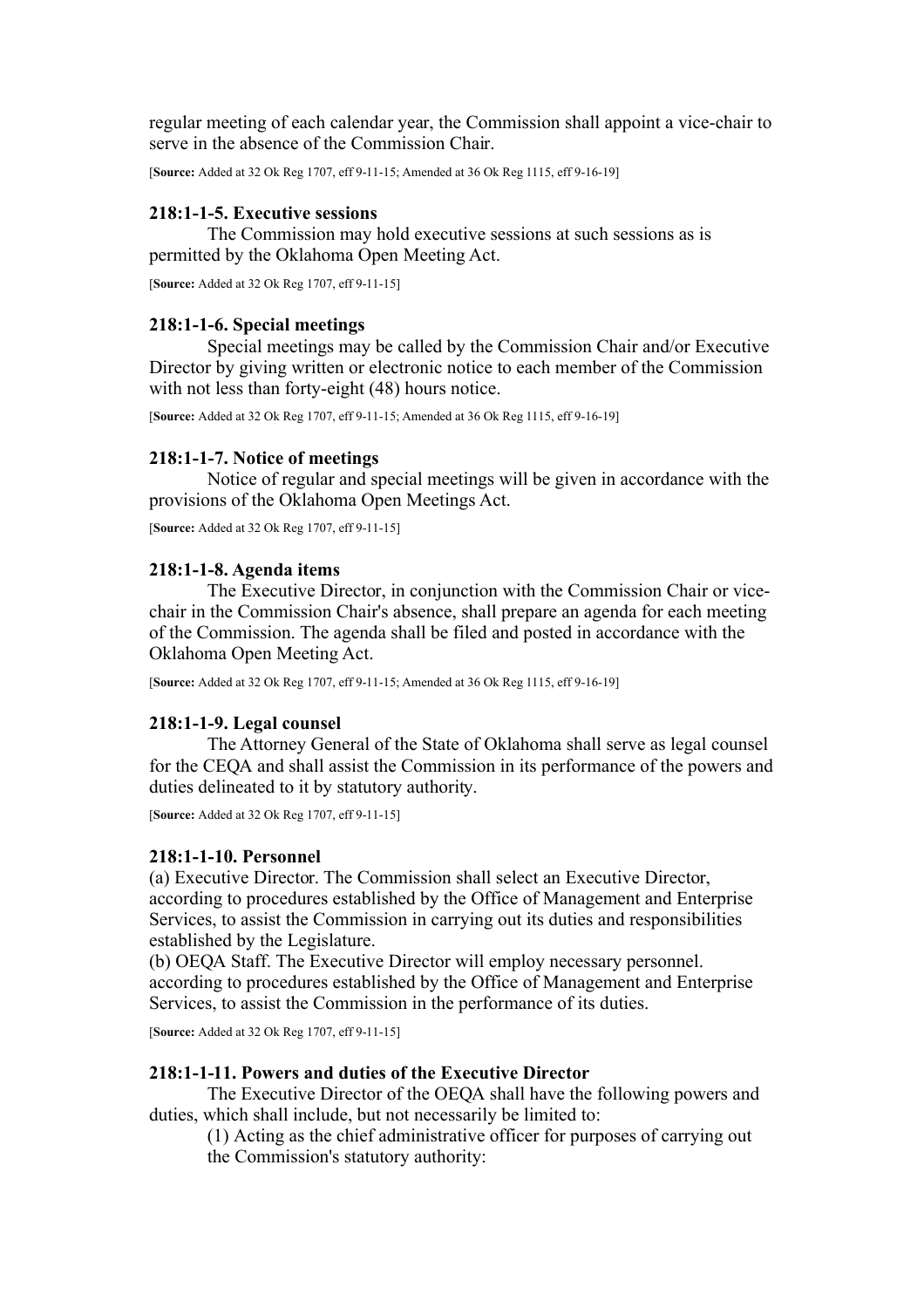regular meeting of each calendar year, the Commission shall appoint a vice-chair to serve in the absence of the Commission Chair.

[**Source:** Added at 32 Ok Reg 1707, eff 9-11-15; Amended at 36 Ok Reg 1115, eff 9-16-19]

#### 218:1-1-5. Executive sessions

The Commission may hold executive sessions at such sessions as is permitted by the Oklahoma Open Meeting Act.

[**Source:** Added at 32 Ok Reg 1707, eff 9-11-15]

#### 218:1-1-6. Special meetings

Special meetings may be called by the Commission Chair and/or Executive Director by giving written or electronic notice to each member of the Commission with not less than forty-eight (48) hours notice.

[**Source:** Added at 32 Ok Reg 1707, eff 9-11-15; Amended at 36 Ok Reg 1115, eff 9-16-19]

#### 218:1-1-7. Notice of meetings

Notice of regular and special meetings will be given in accordance with the provisions of the Oklahoma Open Meetings Act.

[**Source:** Added at 32 Ok Reg 1707, eff 9-11-15]

#### 218:1-1-8. Agenda items

The Executive Director, in conjunction with the Commission Chair or vice-chair in the Commission Chair's absence, shall prepare an agenda for each meeting of the Commission. The agenda shall be filed and posted in accordance with the Oklahoma Open Meeting Act.

[**Source:** Added at 32 Ok Reg 1707, eff 9-11-15; Amended at 36 Ok Reg 1115, eff 9-16-19]

#### 218:1-1-9. Legal counsel

The Attorney General of the State of Oklahoma shall serve as legal counsel for the CEQA and shall assist the Commission in its performance of the powers and duties delineated to it by statutory authority.

[**Source:** Added at 32 Ok Reg 1707, eff 9-11-15]

#### 218:1-1-10. Personnel

(a) Executive Director. The Commission shall select an Executive Director, according to procedures established by the Office of Management and Enterprise Services, to assist the Commission in carrying out its duties and responsibilities established by the Legislature.

(b) OEQA Staff. The Executive Director will employ necessary personnel. according to procedures established by the Office of Management and Enterprise Services, to assist the Commission in the performance of its duties.

[**Source:** Added at 32 Ok Reg 1707, eff 9-11-15]

#### 218:1-1-11. Powers and duties of the Executive Director

The Executive Director of the OEQA shall have the following powers and duties, which shall include, but not necessarily be limited to:

(1) Acting as the chief administrative officer for purposes of carrying out the Commission's statutory authority: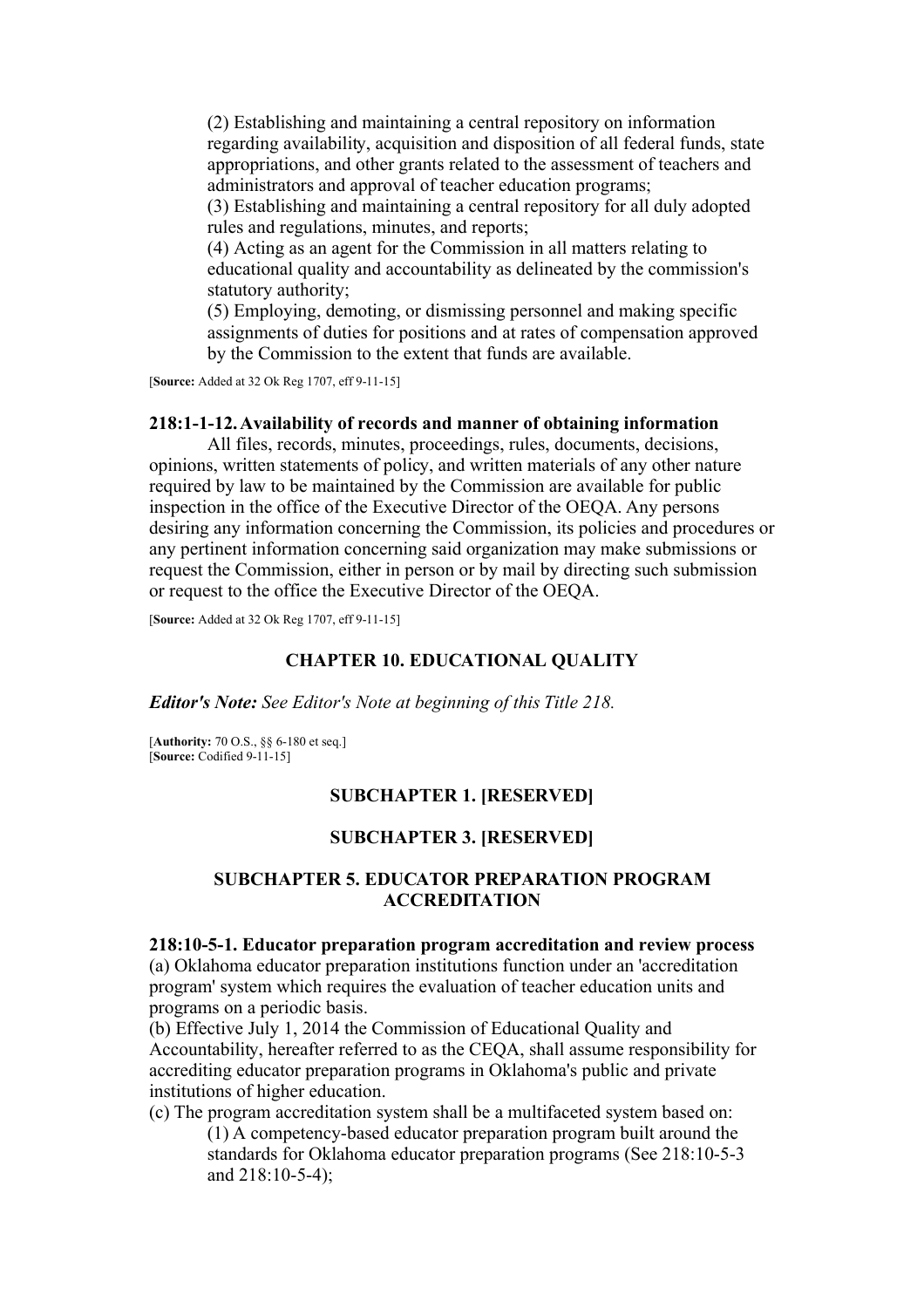(2) Establishing and maintaining a central repository on information regarding availability, acquisition and disposition of all federal funds, state appropriations, and other grants related to the assessment of teachers and administrators and approval of teacher education programs;

(3) Establishing and maintaining a central repository for all duly adopted rules and regulations, minutes, and reports;

(4) Acting as an agent for the Commission in all matters relating to educational quality and accountability as delineated by the commission's statutory authority;

(5) Employing, demoting, or dismissing personnel and making specific assignments of duties for positions and at rates of compensation approved by the Commission to the extent that funds are available.

[**Source:** Added at 32 Ok Reg 1707, eff 9-11-15]

**218:1-1-12. Availability of records and manner of obtaining information**

All files, records, minutes, proceedings, rules, documents, decisions, opinions, written statements of policy, and written materials of any other nature required by law to be maintained by the Commission are available for public inspection in the office of the Executive Director of the OEQA. Any persons desiring any information concerning the Commission, its policies and procedures or any pertinent information concerning said organization may make submissions or request the Commission, either in person or by mail by directing such submission or request to the office the Executive Director of the OEQA.

[**Source:** Added at 32 Ok Reg 1707, eff 9-11-15]

## CHAPTER 10. EDUCATIONAL QUALITY

***Editor's Note:*** *See Editor's Note at beginning of this Title 218.*

[**Authority:** 70 O.S., §§ 6-180 et seq.]
[**Source:** Codified 9-11-15]

### SUBCHAPTER 1. [RESERVED]

### SUBCHAPTER 3. [RESERVED]

### SUBCHAPTER 5. EDUCATOR PREPARATION PROGRAM ACCREDITATION

**218:10-5-1. Educator preparation program accreditation and review process**

(a) Oklahoma educator preparation institutions function under an 'accreditation program' system which requires the evaluation of teacher education units and programs on a periodic basis.

(b) Effective July 1, 2014 the Commission of Educational Quality and Accountability, hereafter referred to as the CEQA, shall assume responsibility for accrediting educator preparation programs in Oklahoma's public and private institutions of higher education.

(c) The program accreditation system shall be a multifaceted system based on:

(1) A competency-based educator preparation program built around the standards for Oklahoma educator preparation programs (See 218:10-5-3 and 218:10-5-4);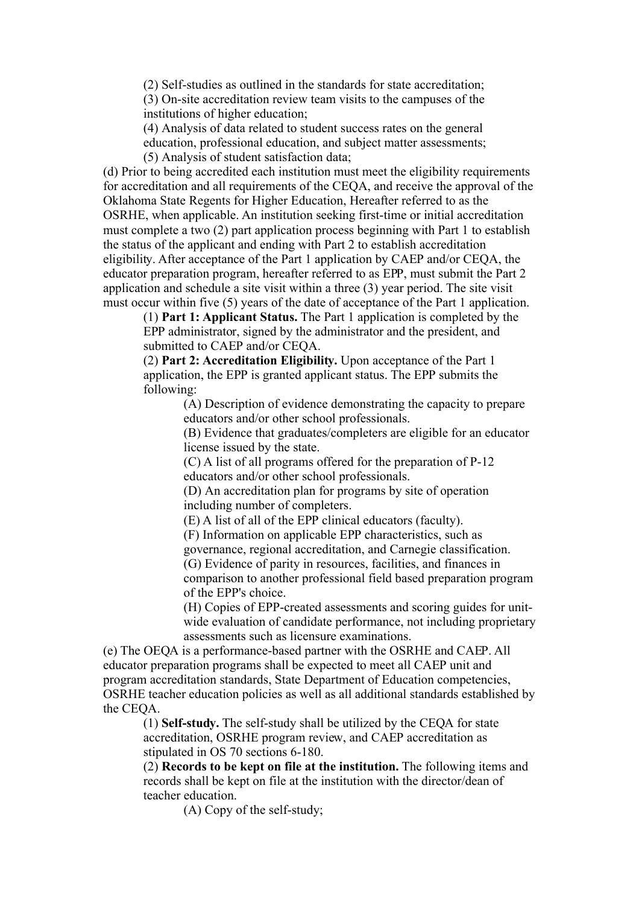(2) Self-studies as outlined in the standards for state accreditation;

(3) On-site accreditation review team visits to the campuses of the institutions of higher education;

(4) Analysis of data related to student success rates on the general education, professional education, and subject matter assessments;

(5) Analysis of student satisfaction data;

(d) Prior to being accredited each institution must meet the eligibility requirements for accreditation and all requirements of the CEQA, and receive the approval of the Oklahoma State Regents for Higher Education, Hereafter referred to as the OSRHE, when applicable. An institution seeking first-time or initial accreditation must complete a two (2) part application process beginning with Part 1 to establish the status of the applicant and ending with Part 2 to establish accreditation eligibility. After acceptance of the Part 1 application by CAEP and/or CEQA, the educator preparation program, hereafter referred to as EPP, must submit the Part 2 application and schedule a site visit within a three (3) year period. The site visit must occur within five (5) years of the date of acceptance of the Part 1 application.

(1) **Part 1: Applicant Status.** The Part 1 application is completed by the EPP administrator, signed by the administrator and the president, and submitted to CAEP and/or CEQA.

(2) **Part 2: Accreditation Eligibility.** Upon acceptance of the Part 1 application, the EPP is granted applicant status. The EPP submits the following:

(A) Description of evidence demonstrating the capacity to prepare educators and/or other school professionals.

(B) Evidence that graduates/completers are eligible for an educator license issued by the state.

(C) A list of all programs offered for the preparation of P-12 educators and/or other school professionals.

(D) An accreditation plan for programs by site of operation including number of completers.

(E) A list of all of the EPP clinical educators (faculty).

(F) Information on applicable EPP characteristics, such as governance, regional accreditation, and Carnegie classification.

(G) Evidence of parity in resources, facilities, and finances in comparison to another professional field based preparation program of the EPP's choice.

(H) Copies of EPP-created assessments and scoring guides for unit-wide evaluation of candidate performance, not including proprietary assessments such as licensure examinations.

(e) The OEQA is a performance-based partner with the OSRHE and CAEP. All educator preparation programs shall be expected to meet all CAEP unit and program accreditation standards, State Department of Education competencies, OSRHE teacher education policies as well as all additional standards established by the CEQA.

(1) **Self-study.** The self-study shall be utilized by the CEQA for state accreditation, OSRHE program review, and CAEP accreditation as stipulated in OS 70 sections 6-180.

(2) **Records to be kept on file at the institution.** The following items and records shall be kept on file at the institution with the director/dean of teacher education.

(A) Copy of the self-study;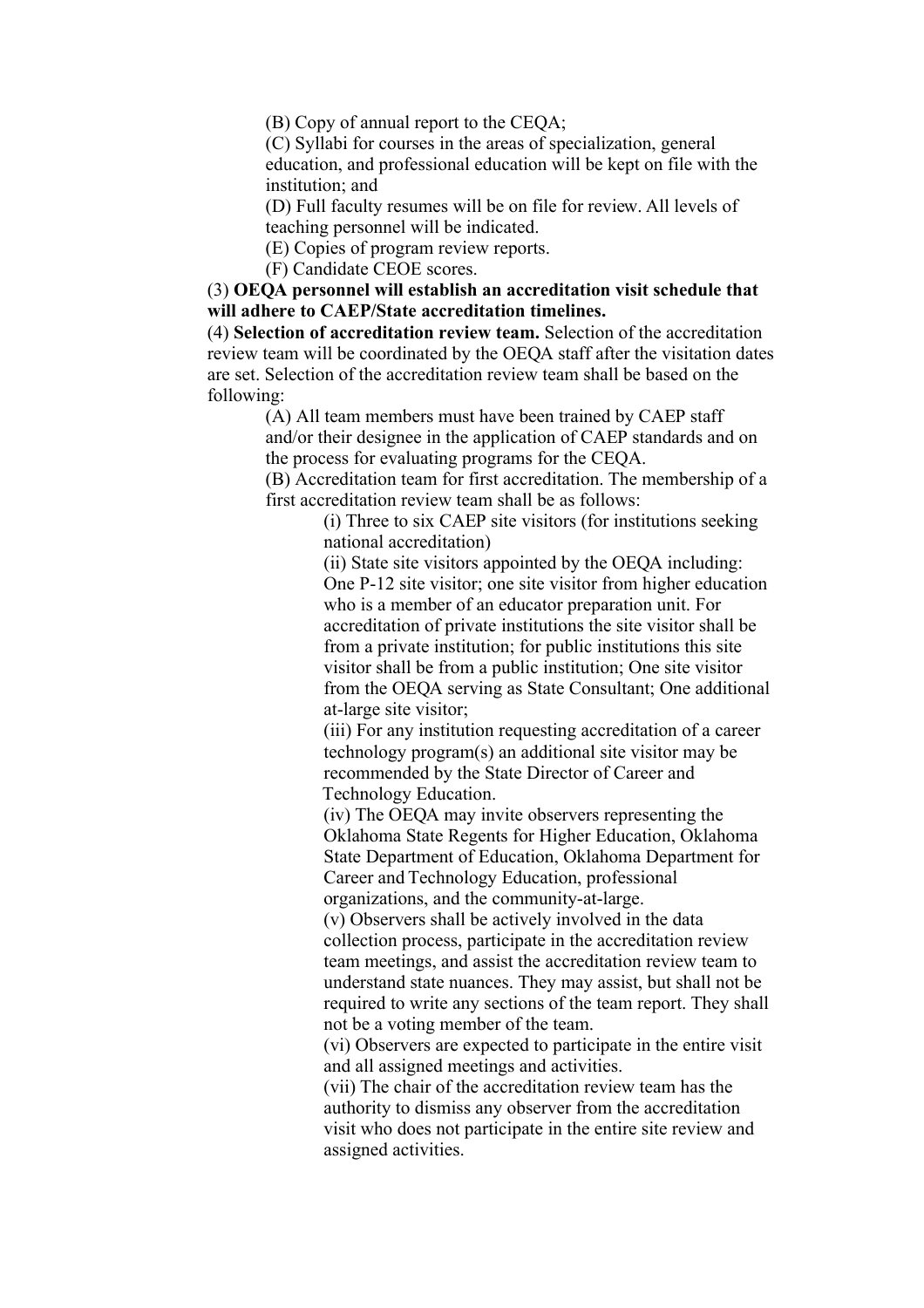(B) Copy of annual report to the CEQA;

(C) Syllabi for courses in the areas of specialization, general education, and professional education will be kept on file with the institution; and

(D) Full faculty resumes will be on file for review. All levels of teaching personnel will be indicated.

(E) Copies of program review reports.

(F) Candidate CEOE scores.

(3) **OEQA personnel will establish an accreditation visit schedule that will adhere to CAEP/State accreditation timelines.**

(4) **Selection of accreditation review team.** Selection of the accreditation review team will be coordinated by the OEQA staff after the visitation dates are set. Selection of the accreditation review team shall be based on the following:

(A) All team members must have been trained by CAEP staff and/or their designee in the application of CAEP standards and on the process for evaluating programs for the CEQA.

(B) Accreditation team for first accreditation. The membership of a first accreditation review team shall be as follows:

(i) Three to six CAEP site visitors (for institutions seeking national accreditation)

(ii) State site visitors appointed by the OEQA including: One P-12 site visitor; one site visitor from higher education who is a member of an educator preparation unit. For accreditation of private institutions the site visitor shall be from a private institution; for public institutions this site visitor shall be from a public institution; One site visitor from the OEQA serving as State Consultant; One additional at-large site visitor;

(iii) For any institution requesting accreditation of a career technology program(s) an additional site visitor may be recommended by the State Director of Career and Technology Education.

(iv) The OEQA may invite observers representing the Oklahoma State Regents for Higher Education, Oklahoma State Department of Education, Oklahoma Department for Career and Technology Education, professional organizations, and the community-at-large.

(v) Observers shall be actively involved in the data collection process, participate in the accreditation review team meetings, and assist the accreditation review team to understand state nuances. They may assist, but shall not be required to write any sections of the team report. They shall not be a voting member of the team.

(vi) Observers are expected to participate in the entire visit and all assigned meetings and activities.

(vii) The chair of the accreditation review team has the authority to dismiss any observer from the accreditation visit who does not participate in the entire site review and assigned activities.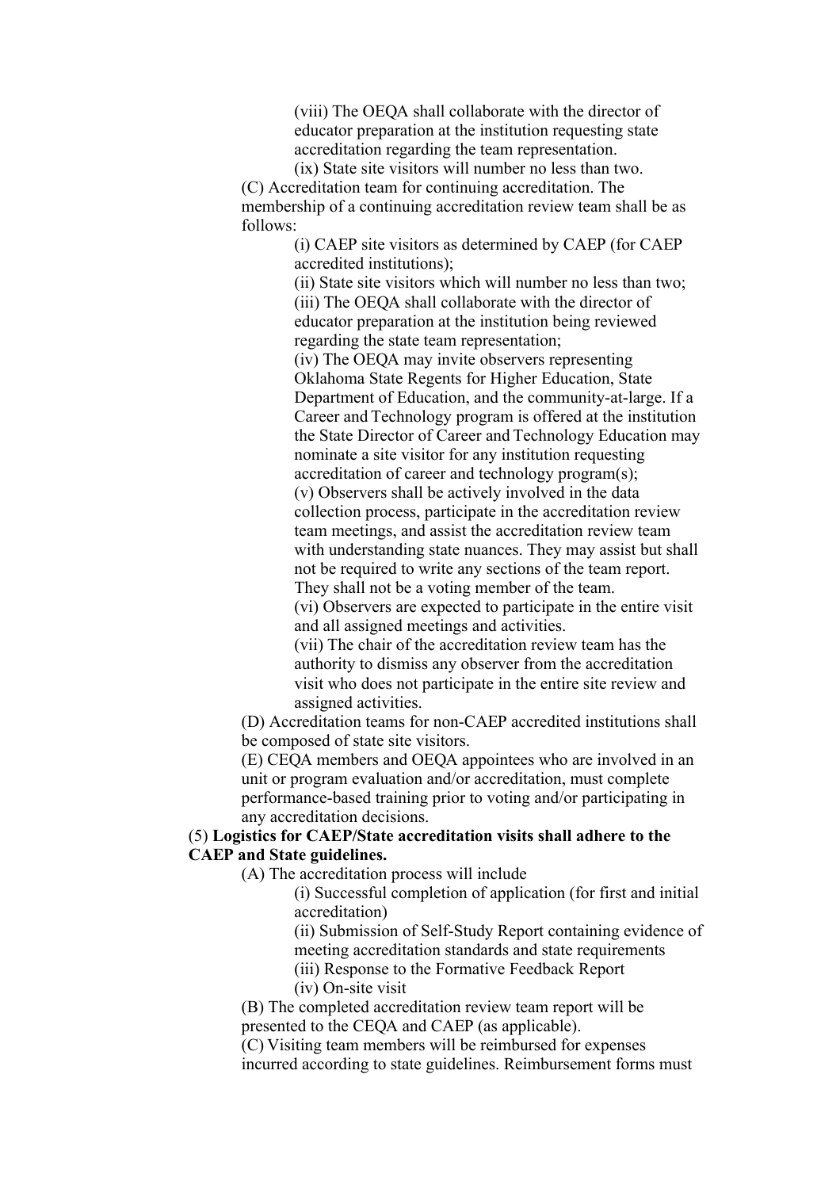(viii) The OEQA shall collaborate with the director of educator preparation at the institution requesting state accreditation regarding the team representation.

(ix) State site visitors will number no less than two.

(C) Accreditation team for continuing accreditation. The membership of a continuing accreditation review team shall be as follows:

(i) CAEP site visitors as determined by CAEP (for CAEP accredited institutions);

(ii) State site visitors which will number no less than two;

(iii) The OEQA shall collaborate with the director of educator preparation at the institution being reviewed regarding the state team representation;

(iv) The OEQA may invite observers representing Oklahoma State Regents for Higher Education, State Department of Education, and the community-at-large. If a Career and Technology program is offered at the institution the State Director of Career and Technology Education may nominate a site visitor for any institution requesting accreditation of career and technology program(s);

(v) Observers shall be actively involved in the data collection process, participate in the accreditation review team meetings, and assist the accreditation review team with understanding state nuances. They may assist but shall not be required to write any sections of the team report. They shall not be a voting member of the team.

(vi) Observers are expected to participate in the entire visit and all assigned meetings and activities.

(vii) The chair of the accreditation review team has the authority to dismiss any observer from the accreditation visit who does not participate in the entire site review and assigned activities.

(D) Accreditation teams for non-CAEP accredited institutions shall be composed of state site visitors.

(E) CEQA members and OEQA appointees who are involved in an unit or program evaluation and/or accreditation, must complete performance-based training prior to voting and/or participating in any accreditation decisions.

(5) **Logistics for CAEP/State accreditation visits shall adhere to the CAEP and State guidelines.**

(A) The accreditation process will include

(i) Successful completion of application (for first and initial accreditation)

(ii) Submission of Self-Study Report containing evidence of meeting accreditation standards and state requirements

(iii) Response to the Formative Feedback Report

(iv) On-site visit

(B) The completed accreditation review team report will be presented to the CEQA and CAEP (as applicable).

(C) Visiting team members will be reimbursed for expenses incurred according to state guidelines. Reimbursement forms must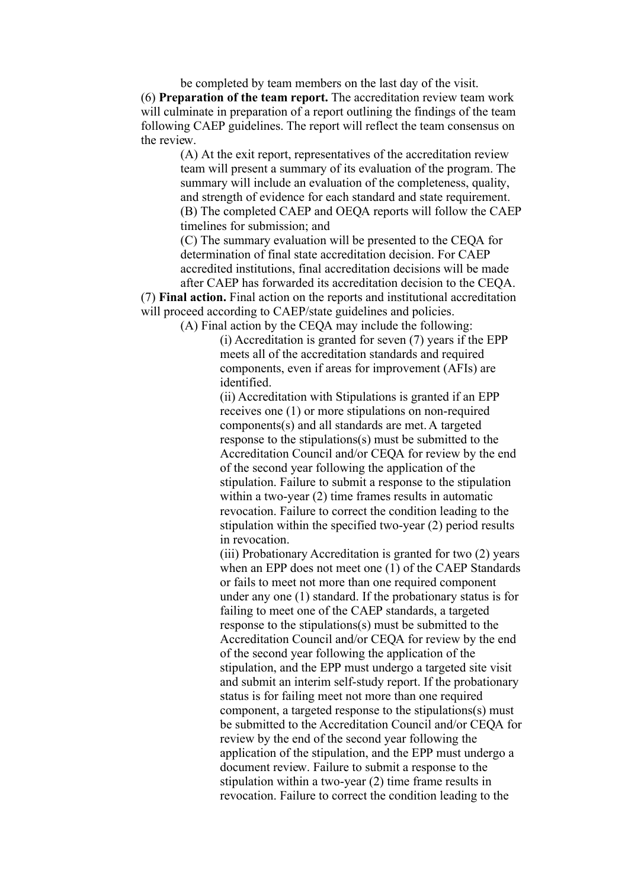be completed by team members on the last day of the visit.

(6) **Preparation of the team report.** The accreditation review team work will culminate in preparation of a report outlining the findings of the team following CAEP guidelines. The report will reflect the team consensus on the review.

(A) At the exit report, representatives of the accreditation review team will present a summary of its evaluation of the program. The summary will include an evaluation of the completeness, quality, and strength of evidence for each standard and state requirement.

(B) The completed CAEP and OEQA reports will follow the CAEP timelines for submission; and

(C) The summary evaluation will be presented to the CEQA for determination of final state accreditation decision. For CAEP accredited institutions, final accreditation decisions will be made after CAEP has forwarded its accreditation decision to the CEQA.

(7) **Final action.** Final action on the reports and institutional accreditation will proceed according to CAEP/state guidelines and policies.

(A) Final action by the CEQA may include the following:

(i) Accreditation is granted for seven (7) years if the EPP meets all of the accreditation standards and required components, even if areas for improvement (AFIs) are identified.

(ii) Accreditation with Stipulations is granted if an EPP receives one (1) or more stipulations on non-required components(s) and all standards are met. A targeted response to the stipulations(s) must be submitted to the Accreditation Council and/or CEQA for review by the end of the second year following the application of the stipulation. Failure to submit a response to the stipulation within a two-year (2) time frames results in automatic revocation. Failure to correct the condition leading to the stipulation within the specified two-year (2) period results in revocation.

(iii) Probationary Accreditation is granted for two (2) years when an EPP does not meet one (1) of the CAEP Standards or fails to meet not more than one required component under any one (1) standard. If the probationary status is for failing to meet one of the CAEP standards, a targeted response to the stipulations(s) must be submitted to the Accreditation Council and/or CEQA for review by the end of the second year following the application of the stipulation, and the EPP must undergo a targeted site visit and submit an interim self-study report. If the probationary status is for failing meet not more than one required component, a targeted response to the stipulations(s) must be submitted to the Accreditation Council and/or CEQA for review by the end of the second year following the application of the stipulation, and the EPP must undergo a document review. Failure to submit a response to the stipulation within a two-year (2) time frame results in revocation. Failure to correct the condition leading to the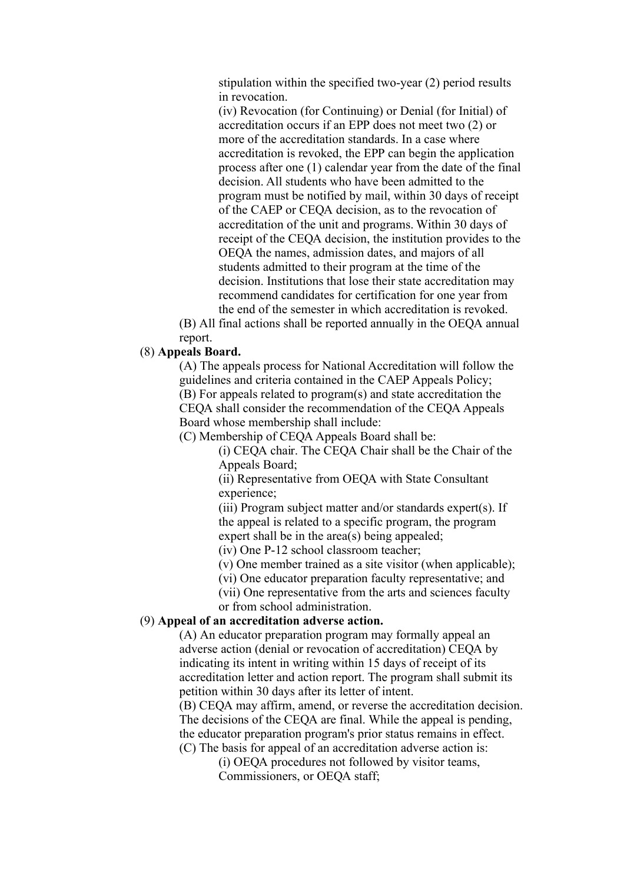stipulation within the specified two-year (2) period results in revocation.

(iv) Revocation (for Continuing) or Denial (for Initial) of accreditation occurs if an EPP does not meet two (2) or more of the accreditation standards. In a case where accreditation is revoked, the EPP can begin the application process after one (1) calendar year from the date of the final decision. All students who have been admitted to the program must be notified by mail, within 30 days of receipt of the CAEP or CEQA decision, as to the revocation of accreditation of the unit and programs. Within 30 days of receipt of the CEQA decision, the institution provides to the OEQA the names, admission dates, and majors of all students admitted to their program at the time of the decision. Institutions that lose their state accreditation may recommend candidates for certification for one year from the end of the semester in which accreditation is revoked.

(B) All final actions shall be reported annually in the OEQA annual report.

(8) **Appeals Board.**

(A) The appeals process for National Accreditation will follow the guidelines and criteria contained in the CAEP Appeals Policy;

(B) For appeals related to program(s) and state accreditation the CEQA shall consider the recommendation of the CEQA Appeals Board whose membership shall include:

(C) Membership of CEQA Appeals Board shall be:

(i) CEQA chair. The CEQA Chair shall be the Chair of the Appeals Board;

(ii) Representative from OEQA with State Consultant experience;

(iii) Program subject matter and/or standards expert(s). If the appeal is related to a specific program, the program expert shall be in the area(s) being appealed;

(iv) One P-12 school classroom teacher;

(v) One member trained as a site visitor (when applicable);

(vi) One educator preparation faculty representative; and

(vii) One representative from the arts and sciences faculty or from school administration.

(9) **Appeal of an accreditation adverse action.**

(A) An educator preparation program may formally appeal an adverse action (denial or revocation of accreditation) CEQA by indicating its intent in writing within 15 days of receipt of its accreditation letter and action report. The program shall submit its petition within 30 days after its letter of intent.

(B) CEQA may affirm, amend, or reverse the accreditation decision. The decisions of the CEQA are final. While the appeal is pending, the educator preparation program's prior status remains in effect.

(C) The basis for appeal of an accreditation adverse action is:

(i) OEQA procedures not followed by visitor teams, Commissioners, or OEQA staff;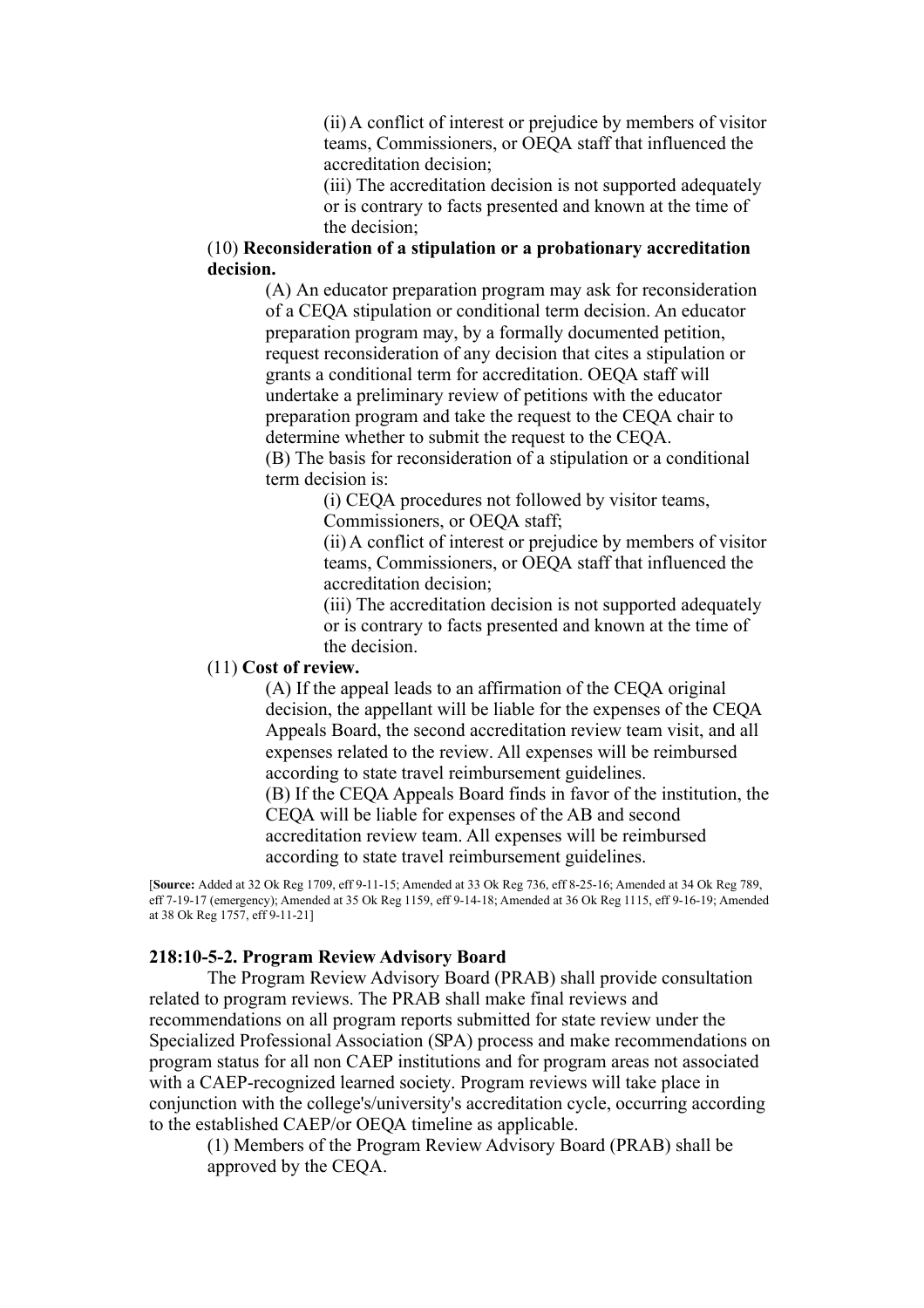(ii) A conflict of interest or prejudice by members of visitor teams, Commissioners, or OEQA staff that influenced the accreditation decision;

(iii) The accreditation decision is not supported adequately or is contrary to facts presented and known at the time of the decision;

(10) **Reconsideration of a stipulation or a probationary accreditation decision.**

(A) An educator preparation program may ask for reconsideration of a CEQA stipulation or conditional term decision. An educator preparation program may, by a formally documented petition, request reconsideration of any decision that cites a stipulation or grants a conditional term for accreditation. OEQA staff will undertake a preliminary review of petitions with the educator preparation program and take the request to the CEQA chair to determine whether to submit the request to the CEQA.

(B) The basis for reconsideration of a stipulation or a conditional term decision is:

(i) CEQA procedures not followed by visitor teams, Commissioners, or OEQA staff;

(ii) A conflict of interest or prejudice by members of visitor teams, Commissioners, or OEQA staff that influenced the accreditation decision;

(iii) The accreditation decision is not supported adequately or is contrary to facts presented and known at the time of the decision.

(11) **Cost of review.**

(A) If the appeal leads to an affirmation of the CEQA original decision, the appellant will be liable for the expenses of the CEQA Appeals Board, the second accreditation review team visit, and all expenses related to the review. All expenses will be reimbursed according to state travel reimbursement guidelines.

(B) If the CEQA Appeals Board finds in favor of the institution, the CEQA will be liable for expenses of the AB and second accreditation review team. All expenses will be reimbursed according to state travel reimbursement guidelines.

[**Source:** Added at 32 Ok Reg 1709, eff 9-11-15; Amended at 33 Ok Reg 736, eff 8-25-16; Amended at 34 Ok Reg 789, eff 7-19-17 (emergency); Amended at 35 Ok Reg 1159, eff 9-14-18; Amended at 36 Ok Reg 1115, eff 9-16-19; Amended at 38 Ok Reg 1757, eff 9-11-21]

**218:10-5-2. Program Review Advisory Board**

The Program Review Advisory Board (PRAB) shall provide consultation related to program reviews. The PRAB shall make final reviews and recommendations on all program reports submitted for state review under the Specialized Professional Association (SPA) process and make recommendations on program status for all non CAEP institutions and for program areas not associated with a CAEP-recognized learned society. Program reviews will take place in conjunction with the college's/university's accreditation cycle, occurring according to the established CAEP/or OEQA timeline as applicable.

(1) Members of the Program Review Advisory Board (PRAB) shall be approved by the CEQA.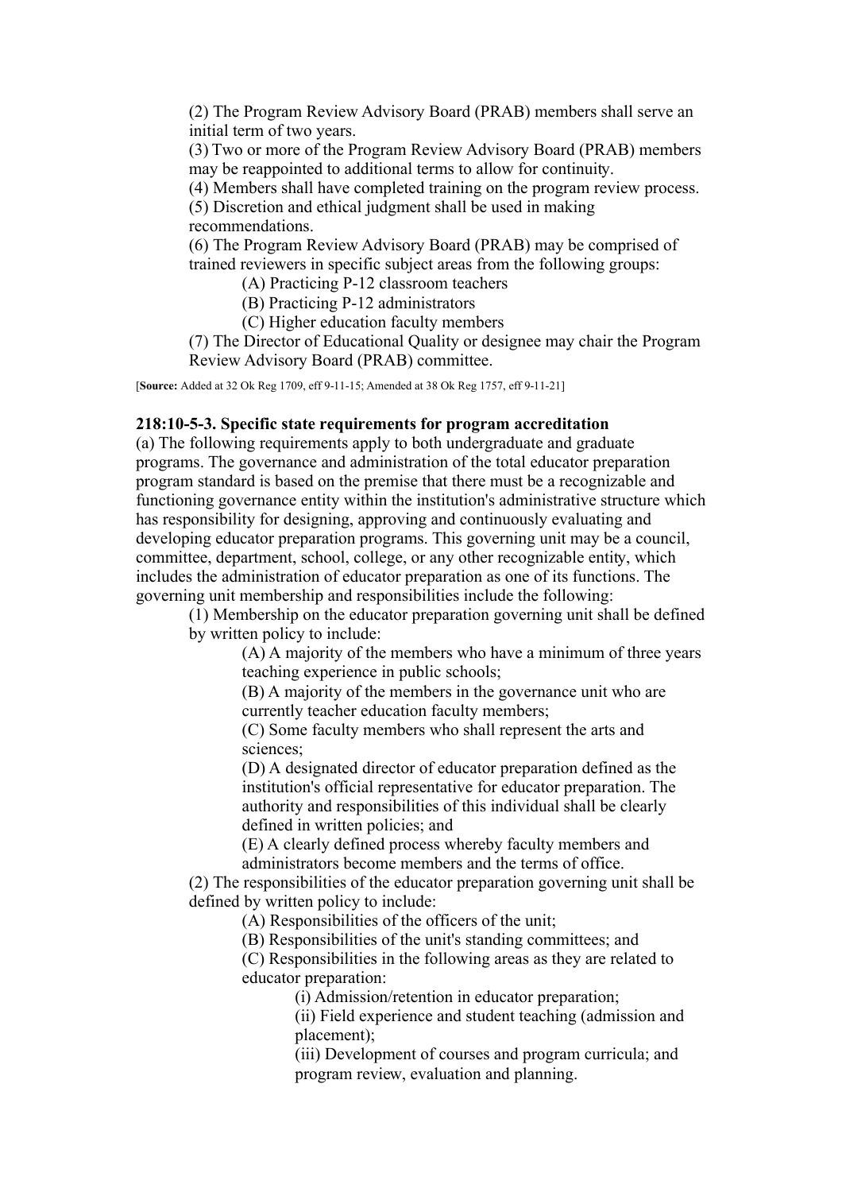(2) The Program Review Advisory Board (PRAB) members shall serve an initial term of two years.

(3) Two or more of the Program Review Advisory Board (PRAB) members may be reappointed to additional terms to allow for continuity.

(4) Members shall have completed training on the program review process.

(5) Discretion and ethical judgment shall be used in making recommendations.

(6) The Program Review Advisory Board (PRAB) may be comprised of trained reviewers in specific subject areas from the following groups:

(A) Practicing P-12 classroom teachers

(B) Practicing P-12 administrators

(C) Higher education faculty members

(7) The Director of Educational Quality or designee may chair the Program Review Advisory Board (PRAB) committee.

[**Source:** Added at 32 Ok Reg 1709, eff 9-11-15; Amended at 38 Ok Reg 1757, eff 9-11-21]

**218:10-5-3. Specific state requirements for program accreditation**

(a) The following requirements apply to both undergraduate and graduate programs. The governance and administration of the total educator preparation program standard is based on the premise that there must be a recognizable and functioning governance entity within the institution's administrative structure which has responsibility for designing, approving and continuously evaluating and developing educator preparation programs. This governing unit may be a council, committee, department, school, college, or any other recognizable entity, which includes the administration of educator preparation as one of its functions. The governing unit membership and responsibilities include the following:

(1) Membership on the educator preparation governing unit shall be defined by written policy to include:

(A) A majority of the members who have a minimum of three years teaching experience in public schools;

(B) A majority of the members in the governance unit who are currently teacher education faculty members;

(C) Some faculty members who shall represent the arts and sciences;

(D) A designated director of educator preparation defined as the institution's official representative for educator preparation. The authority and responsibilities of this individual shall be clearly defined in written policies; and

(E) A clearly defined process whereby faculty members and administrators become members and the terms of office.

(2) The responsibilities of the educator preparation governing unit shall be defined by written policy to include:

(A) Responsibilities of the officers of the unit;

(B) Responsibilities of the unit's standing committees; and

(C) Responsibilities in the following areas as they are related to educator preparation:

(i) Admission/retention in educator preparation;

(ii) Field experience and student teaching (admission and placement);

(iii) Development of courses and program curricula; and program review, evaluation and planning.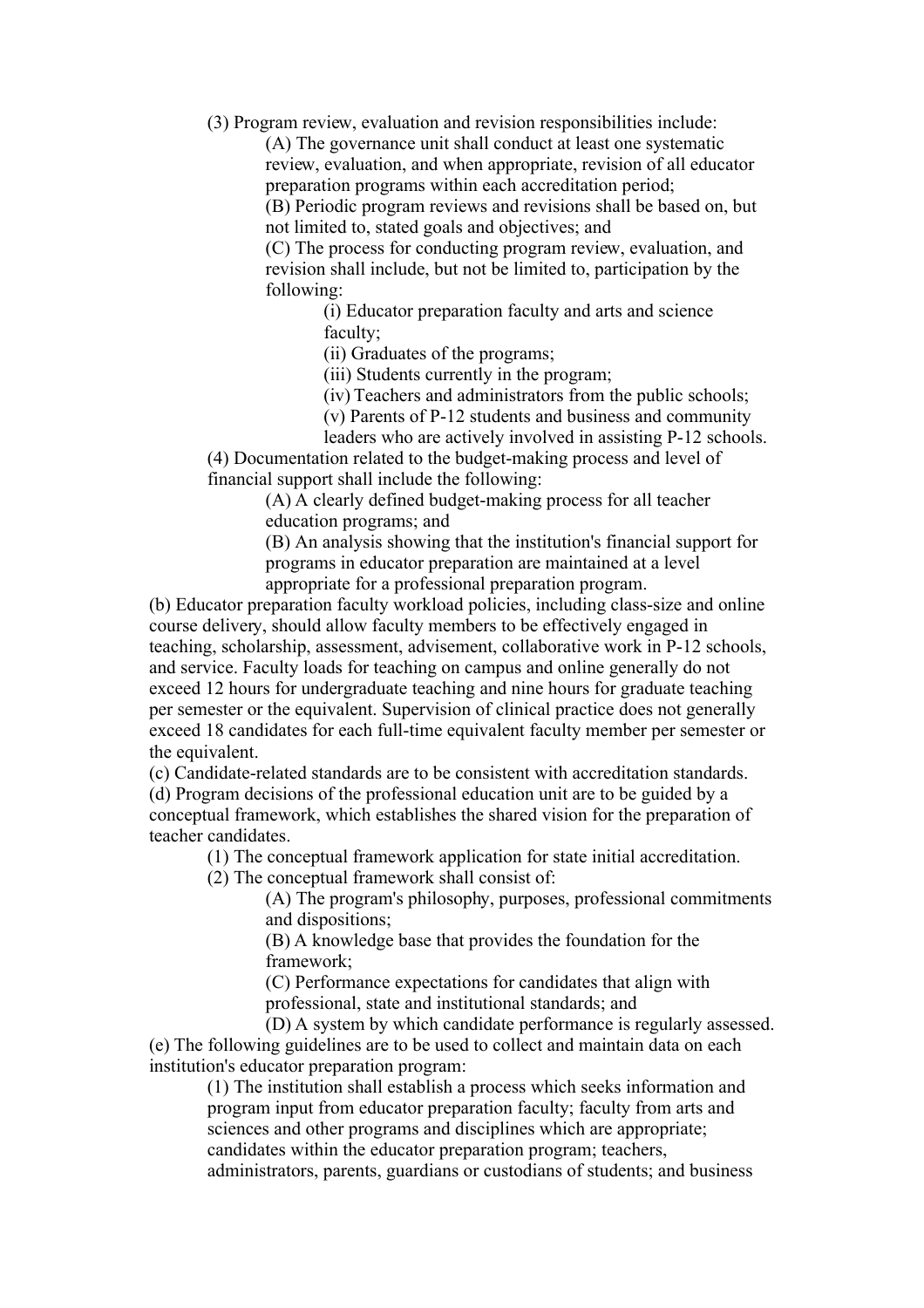(3) Program review, evaluation and revision responsibilities include:

(A) The governance unit shall conduct at least one systematic review, evaluation, and when appropriate, revision of all educator preparation programs within each accreditation period;

(B) Periodic program reviews and revisions shall be based on, but not limited to, stated goals and objectives; and

(C) The process for conducting program review, evaluation, and revision shall include, but not be limited to, participation by the following:

(i) Educator preparation faculty and arts and science faculty;

(ii) Graduates of the programs;

(iii) Students currently in the program;

(iv) Teachers and administrators from the public schools;

(v) Parents of P-12 students and business and community leaders who are actively involved in assisting P-12 schools.

(4) Documentation related to the budget-making process and level of financial support shall include the following:

(A) A clearly defined budget-making process for all teacher education programs; and

(B) An analysis showing that the institution's financial support for programs in educator preparation are maintained at a level appropriate for a professional preparation program.

(b) Educator preparation faculty workload policies, including class-size and online course delivery, should allow faculty members to be effectively engaged in teaching, scholarship, assessment, advisement, collaborative work in P-12 schools, and service. Faculty loads for teaching on campus and online generally do not exceed 12 hours for undergraduate teaching and nine hours for graduate teaching per semester or the equivalent. Supervision of clinical practice does not generally exceed 18 candidates for each full-time equivalent faculty member per semester or the equivalent.

(c) Candidate-related standards are to be consistent with accreditation standards.

(d) Program decisions of the professional education unit are to be guided by a conceptual framework, which establishes the shared vision for the preparation of teacher candidates.

(1) The conceptual framework application for state initial accreditation.

(2) The conceptual framework shall consist of:

(A) The program's philosophy, purposes, professional commitments and dispositions;

(B) A knowledge base that provides the foundation for the framework;

(C) Performance expectations for candidates that align with professional, state and institutional standards; and

(D) A system by which candidate performance is regularly assessed.

(e) The following guidelines are to be used to collect and maintain data on each institution's educator preparation program:

(1) The institution shall establish a process which seeks information and program input from educator preparation faculty; faculty from arts and sciences and other programs and disciplines which are appropriate; candidates within the educator preparation program; teachers, administrators, parents, guardians or custodians of students; and business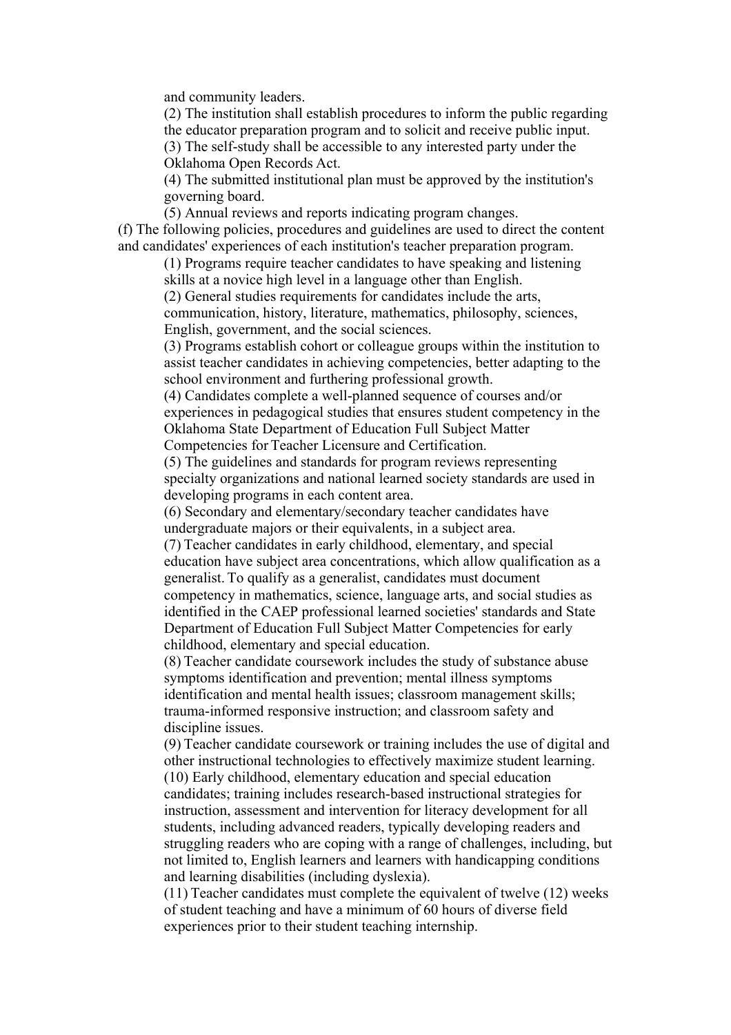and community leaders.

(2) The institution shall establish procedures to inform the public regarding the educator preparation program and to solicit and receive public input.

(3) The self-study shall be accessible to any interested party under the Oklahoma Open Records Act.

(4) The submitted institutional plan must be approved by the institution's governing board.

(5) Annual reviews and reports indicating program changes.

(f) The following policies, procedures and guidelines are used to direct the content and candidates' experiences of each institution's teacher preparation program.

(1) Programs require teacher candidates to have speaking and listening skills at a novice high level in a language other than English.

(2) General studies requirements for candidates include the arts, communication, history, literature, mathematics, philosophy, sciences, English, government, and the social sciences.

(3) Programs establish cohort or colleague groups within the institution to assist teacher candidates in achieving competencies, better adapting to the school environment and furthering professional growth.

(4) Candidates complete a well-planned sequence of courses and/or experiences in pedagogical studies that ensures student competency in the Oklahoma State Department of Education Full Subject Matter Competencies for Teacher Licensure and Certification.

(5) The guidelines and standards for program reviews representing specialty organizations and national learned society standards are used in developing programs in each content area.

(6) Secondary and elementary/secondary teacher candidates have undergraduate majors or their equivalents, in a subject area.

(7) Teacher candidates in early childhood, elementary, and special education have subject area concentrations, which allow qualification as a generalist. To qualify as a generalist, candidates must document competency in mathematics, science, language arts, and social studies as identified in the CAEP professional learned societies' standards and State Department of Education Full Subject Matter Competencies for early childhood, elementary and special education.

(8) Teacher candidate coursework includes the study of substance abuse symptoms identification and prevention; mental illness symptoms identification and mental health issues; classroom management skills; trauma-informed responsive instruction; and classroom safety and discipline issues.

(9) Teacher candidate coursework or training includes the use of digital and other instructional technologies to effectively maximize student learning.

(10) Early childhood, elementary education and special education candidates; training includes research-based instructional strategies for instruction, assessment and intervention for literacy development for all students, including advanced readers, typically developing readers and struggling readers who are coping with a range of challenges, including, but not limited to, English learners and learners with handicapping conditions and learning disabilities (including dyslexia).

(11) Teacher candidates must complete the equivalent of twelve (12) weeks of student teaching and have a minimum of 60 hours of diverse field experiences prior to their student teaching internship.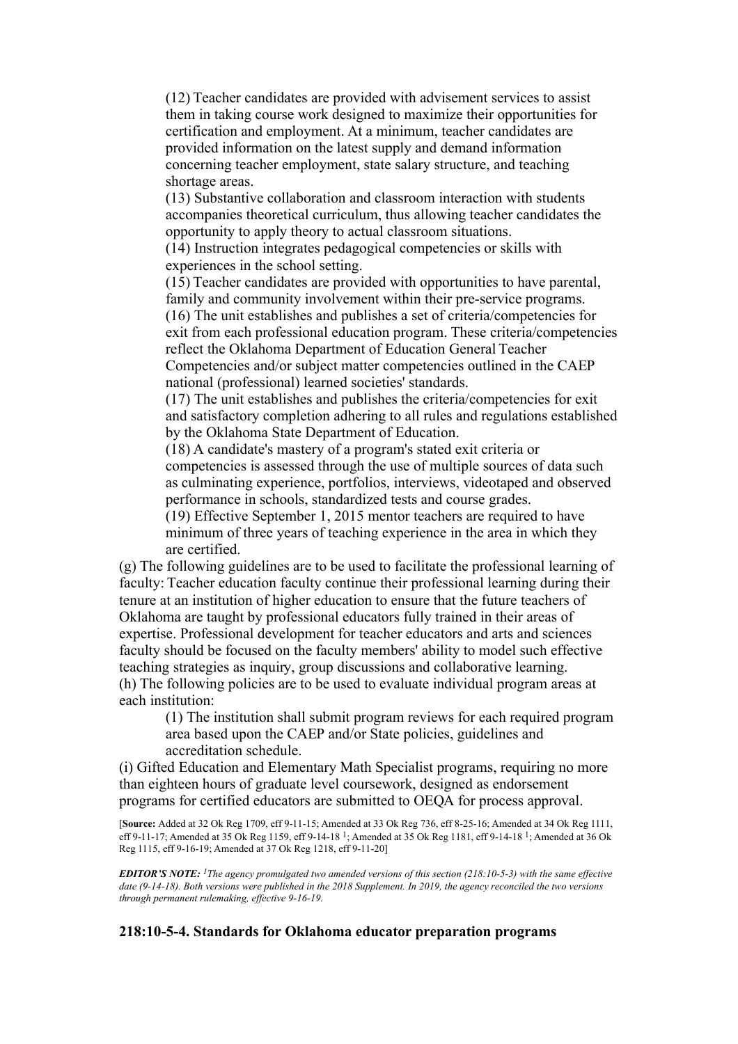(12) Teacher candidates are provided with advisement services to assist them in taking course work designed to maximize their opportunities for certification and employment. At a minimum, teacher candidates are provided information on the latest supply and demand information concerning teacher employment, state salary structure, and teaching shortage areas.

(13) Substantive collaboration and classroom interaction with students accompanies theoretical curriculum, thus allowing teacher candidates the opportunity to apply theory to actual classroom situations.

(14) Instruction integrates pedagogical competencies or skills with experiences in the school setting.

(15) Teacher candidates are provided with opportunities to have parental, family and community involvement within their pre-service programs.

(16) The unit establishes and publishes a set of criteria/competencies for exit from each professional education program. These criteria/competencies reflect the Oklahoma Department of Education General Teacher Competencies and/or subject matter competencies outlined in the CAEP national (professional) learned societies' standards.

(17) The unit establishes and publishes the criteria/competencies for exit and satisfactory completion adhering to all rules and regulations established by the Oklahoma State Department of Education.

(18) A candidate's mastery of a program's stated exit criteria or competencies is assessed through the use of multiple sources of data such as culminating experience, portfolios, interviews, videotaped and observed performance in schools, standardized tests and course grades.

(19) Effective September 1, 2015 mentor teachers are required to have minimum of three years of teaching experience in the area in which they are certified.

(g) The following guidelines are to be used to facilitate the professional learning of faculty: Teacher education faculty continue their professional learning during their tenure at an institution of higher education to ensure that the future teachers of Oklahoma are taught by professional educators fully trained in their areas of expertise. Professional development for teacher educators and arts and sciences faculty should be focused on the faculty members' ability to model such effective teaching strategies as inquiry, group discussions and collaborative learning.

(h) The following policies are to be used to evaluate individual program areas at each institution:

(1) The institution shall submit program reviews for each required program area based upon the CAEP and/or State policies, guidelines and accreditation schedule.

(i) Gifted Education and Elementary Math Specialist programs, requiring no more than eighteen hours of graduate level coursework, designed as endorsement programs for certified educators are submitted to OEQA for process approval.

[**Source:** Added at 32 Ok Reg 1709, eff 9-11-15; Amended at 33 Ok Reg 736, eff 8-25-16; Amended at 34 Ok Reg 1111, eff 9-11-17; Amended at 35 Ok Reg 1159, eff 9-14-18 [1]; Amended at 35 Ok Reg 1181, eff 9-14-18 [1]; Amended at 36 Ok Reg 1115, eff 9-16-19; Amended at 37 Ok Reg 1218, eff 9-11-20]

***EDITOR'S NOTE:*** *[1]The agency promulgated two amended versions of this section (218:10-5-3) with the same effective date (9-14-18). Both versions were published in the 2018 Supplement. In 2019, the agency reconciled the two versions through permanent rulemaking, effective 9-16-19.*

**218:10-5-4. Standards for Oklahoma educator preparation programs**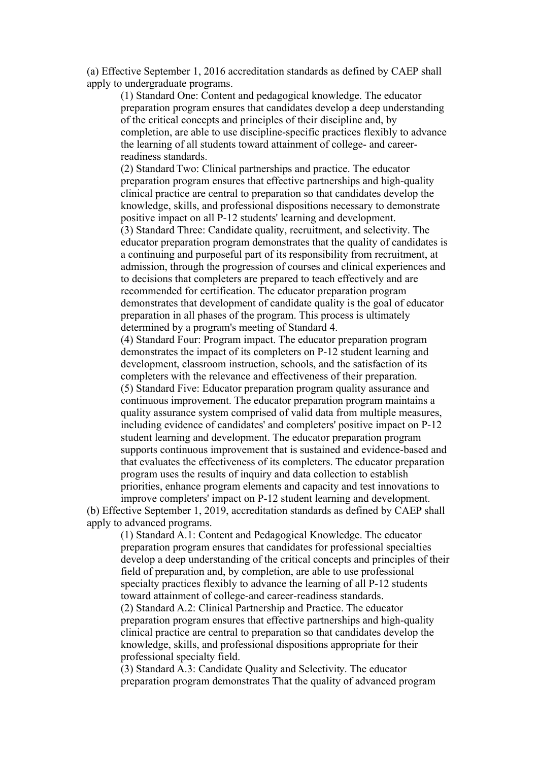(a) Effective September 1, 2016 accreditation standards as defined by CAEP shall apply to undergraduate programs.

(1) Standard One: Content and pedagogical knowledge. The educator preparation program ensures that candidates develop a deep understanding of the critical concepts and principles of their discipline and, by completion, are able to use discipline-specific practices flexibly to advance the learning of all students toward attainment of college- and career-readiness standards.

(2) Standard Two: Clinical partnerships and practice. The educator preparation program ensures that effective partnerships and high-quality clinical practice are central to preparation so that candidates develop the knowledge, skills, and professional dispositions necessary to demonstrate positive impact on all P-12 students' learning and development.

(3) Standard Three: Candidate quality, recruitment, and selectivity. The educator preparation program demonstrates that the quality of candidates is a continuing and purposeful part of its responsibility from recruitment, at admission, through the progression of courses and clinical experiences and to decisions that completers are prepared to teach effectively and are recommended for certification. The educator preparation program demonstrates that development of candidate quality is the goal of educator preparation in all phases of the program. This process is ultimately determined by a program's meeting of Standard 4.

(4) Standard Four: Program impact. The educator preparation program demonstrates the impact of its completers on P-12 student learning and development, classroom instruction, schools, and the satisfaction of its completers with the relevance and effectiveness of their preparation.

(5) Standard Five: Educator preparation program quality assurance and continuous improvement. The educator preparation program maintains a quality assurance system comprised of valid data from multiple measures, including evidence of candidates' and completers' positive impact on P-12 student learning and development. The educator preparation program supports continuous improvement that is sustained and evidence-based and that evaluates the effectiveness of its completers. The educator preparation program uses the results of inquiry and data collection to establish priorities, enhance program elements and capacity and test innovations to improve completers' impact on P-12 student learning and development.

(b) Effective September 1, 2019, accreditation standards as defined by CAEP shall apply to advanced programs.

(1) Standard A.1: Content and Pedagogical Knowledge. The educator preparation program ensures that candidates for professional specialties develop a deep understanding of the critical concepts and principles of their field of preparation and, by completion, are able to use professional specialty practices flexibly to advance the learning of all P-12 students toward attainment of college-and career-readiness standards.

(2) Standard A.2: Clinical Partnership and Practice. The educator preparation program ensures that effective partnerships and high-quality clinical practice are central to preparation so that candidates develop the knowledge, skills, and professional dispositions appropriate for their professional specialty field.

(3) Standard A.3: Candidate Quality and Selectivity. The educator preparation program demonstrates That the quality of advanced program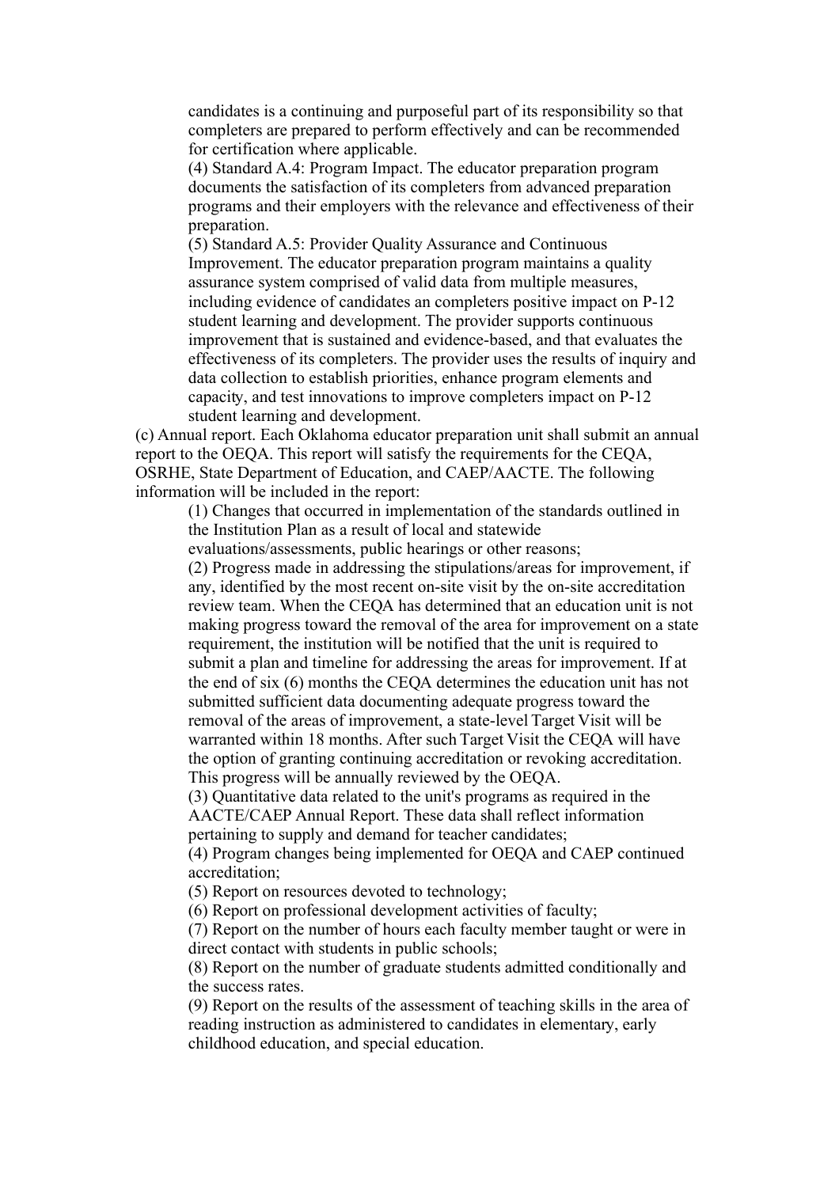candidates is a continuing and purposeful part of its responsibility so that completers are prepared to perform effectively and can be recommended for certification where applicable.

(4) Standard A.4: Program Impact. The educator preparation program documents the satisfaction of its completers from advanced preparation programs and their employers with the relevance and effectiveness of their preparation.

(5) Standard A.5: Provider Quality Assurance and Continuous Improvement. The educator preparation program maintains a quality assurance system comprised of valid data from multiple measures, including evidence of candidates an completers positive impact on P-12 student learning and development. The provider supports continuous improvement that is sustained and evidence-based, and that evaluates the effectiveness of its completers. The provider uses the results of inquiry and data collection to establish priorities, enhance program elements and capacity, and test innovations to improve completers impact on P-12 student learning and development.

(c) Annual report. Each Oklahoma educator preparation unit shall submit an annual report to the OEQA. This report will satisfy the requirements for the CEQA, OSRHE, State Department of Education, and CAEP/AACTE. The following information will be included in the report:

(1) Changes that occurred in implementation of the standards outlined in the Institution Plan as a result of local and statewide evaluations/assessments, public hearings or other reasons;

(2) Progress made in addressing the stipulations/areas for improvement, if any, identified by the most recent on-site visit by the on-site accreditation review team. When the CEQA has determined that an education unit is not making progress toward the removal of the area for improvement on a state requirement, the institution will be notified that the unit is required to submit a plan and timeline for addressing the areas for improvement. If at the end of six (6) months the CEQA determines the education unit has not submitted sufficient data documenting adequate progress toward the removal of the areas of improvement, a state-level Target Visit will be warranted within 18 months. After such Target Visit the CEQA will have the option of granting continuing accreditation or revoking accreditation. This progress will be annually reviewed by the OEQA.

(3) Quantitative data related to the unit's programs as required in the AACTE/CAEP Annual Report. These data shall reflect information pertaining to supply and demand for teacher candidates;

(4) Program changes being implemented for OEQA and CAEP continued accreditation;

(5) Report on resources devoted to technology;

(6) Report on professional development activities of faculty;

(7) Report on the number of hours each faculty member taught or were in direct contact with students in public schools;

(8) Report on the number of graduate students admitted conditionally and the success rates.

(9) Report on the results of the assessment of teaching skills in the area of reading instruction as administered to candidates in elementary, early childhood education, and special education.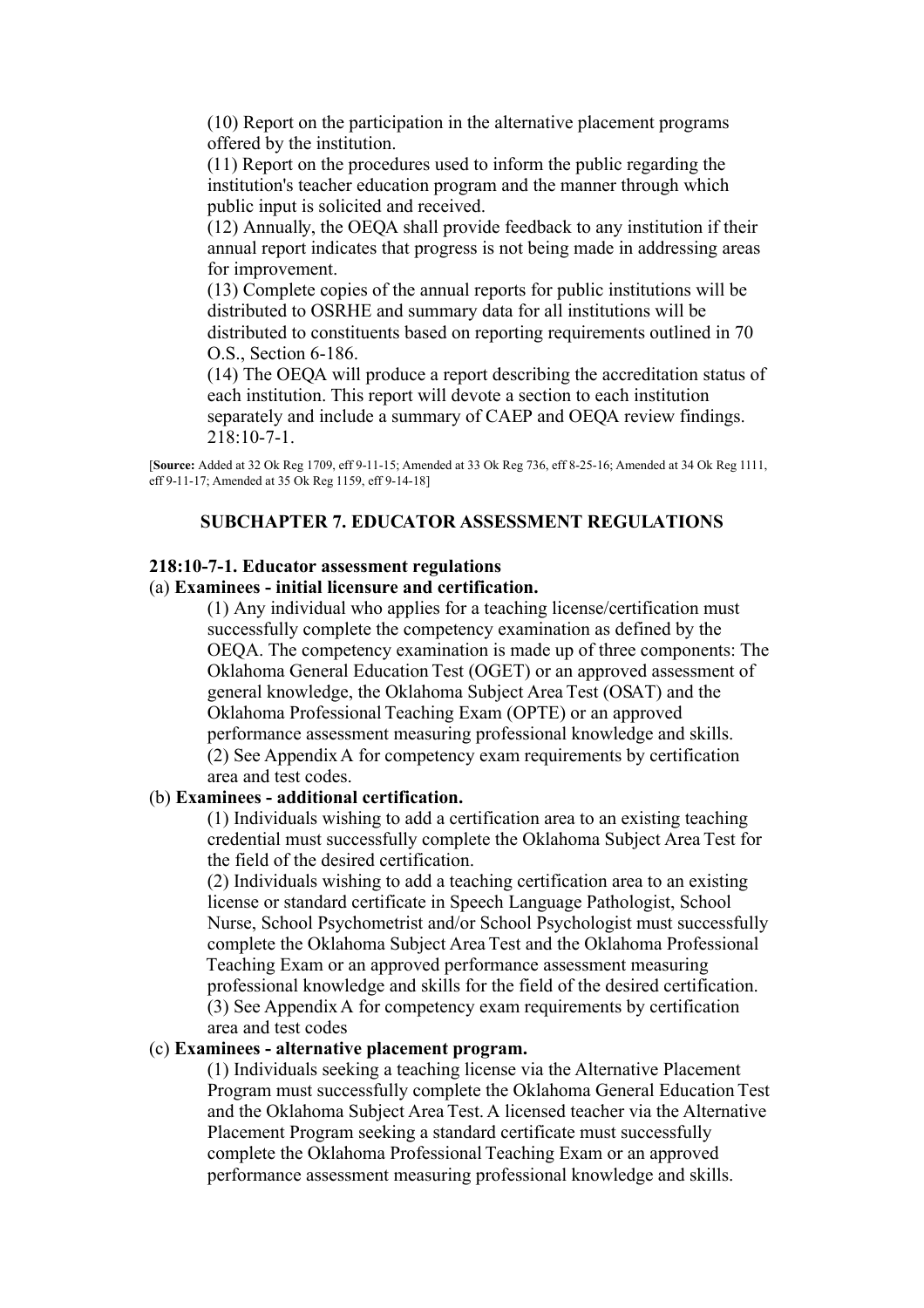(10) Report on the participation in the alternative placement programs offered by the institution.

(11) Report on the procedures used to inform the public regarding the institution's teacher education program and the manner through which public input is solicited and received.

(12) Annually, the OEQA shall provide feedback to any institution if their annual report indicates that progress is not being made in addressing areas for improvement.

(13) Complete copies of the annual reports for public institutions will be distributed to OSRHE and summary data for all institutions will be distributed to constituents based on reporting requirements outlined in 70 O.S., Section 6-186.

(14) The OEQA will produce a report describing the accreditation status of each institution. This report will devote a section to each institution separately and include a summary of CAEP and OEQA review findings. 218:10-7-1.

[**Source:** Added at 32 Ok Reg 1709, eff 9-11-15; Amended at 33 Ok Reg 736, eff 8-25-16; Amended at 34 Ok Reg 1111, eff 9-11-17; Amended at 35 Ok Reg 1159, eff 9-14-18]

## SUBCHAPTER 7. EDUCATOR ASSESSMENT REGULATIONS

### 218:10-7-1. Educator assessment regulations

(a) **Examinees - initial licensure and certification.**

(1) Any individual who applies for a teaching license/certification must successfully complete the competency examination as defined by the OEQA. The competency examination is made up of three components: The Oklahoma General Education Test (OGET) or an approved assessment of general knowledge, the Oklahoma Subject Area Test (OSAT) and the Oklahoma Professional Teaching Exam (OPTE) or an approved performance assessment measuring professional knowledge and skills.

(2) See Appendix A for competency exam requirements by certification area and test codes.

(b) **Examinees - additional certification.**

(1) Individuals wishing to add a certification area to an existing teaching credential must successfully complete the Oklahoma Subject Area Test for the field of the desired certification.

(2) Individuals wishing to add a teaching certification area to an existing license or standard certificate in Speech Language Pathologist, School Nurse, School Psychometrist and/or School Psychologist must successfully complete the Oklahoma Subject Area Test and the Oklahoma Professional Teaching Exam or an approved performance assessment measuring professional knowledge and skills for the field of the desired certification.

(3) See Appendix A for competency exam requirements by certification area and test codes

(c) **Examinees - alternative placement program.**

(1) Individuals seeking a teaching license via the Alternative Placement Program must successfully complete the Oklahoma General Education Test and the Oklahoma Subject Area Test. A licensed teacher via the Alternative Placement Program seeking a standard certificate must successfully complete the Oklahoma Professional Teaching Exam or an approved performance assessment measuring professional knowledge and skills.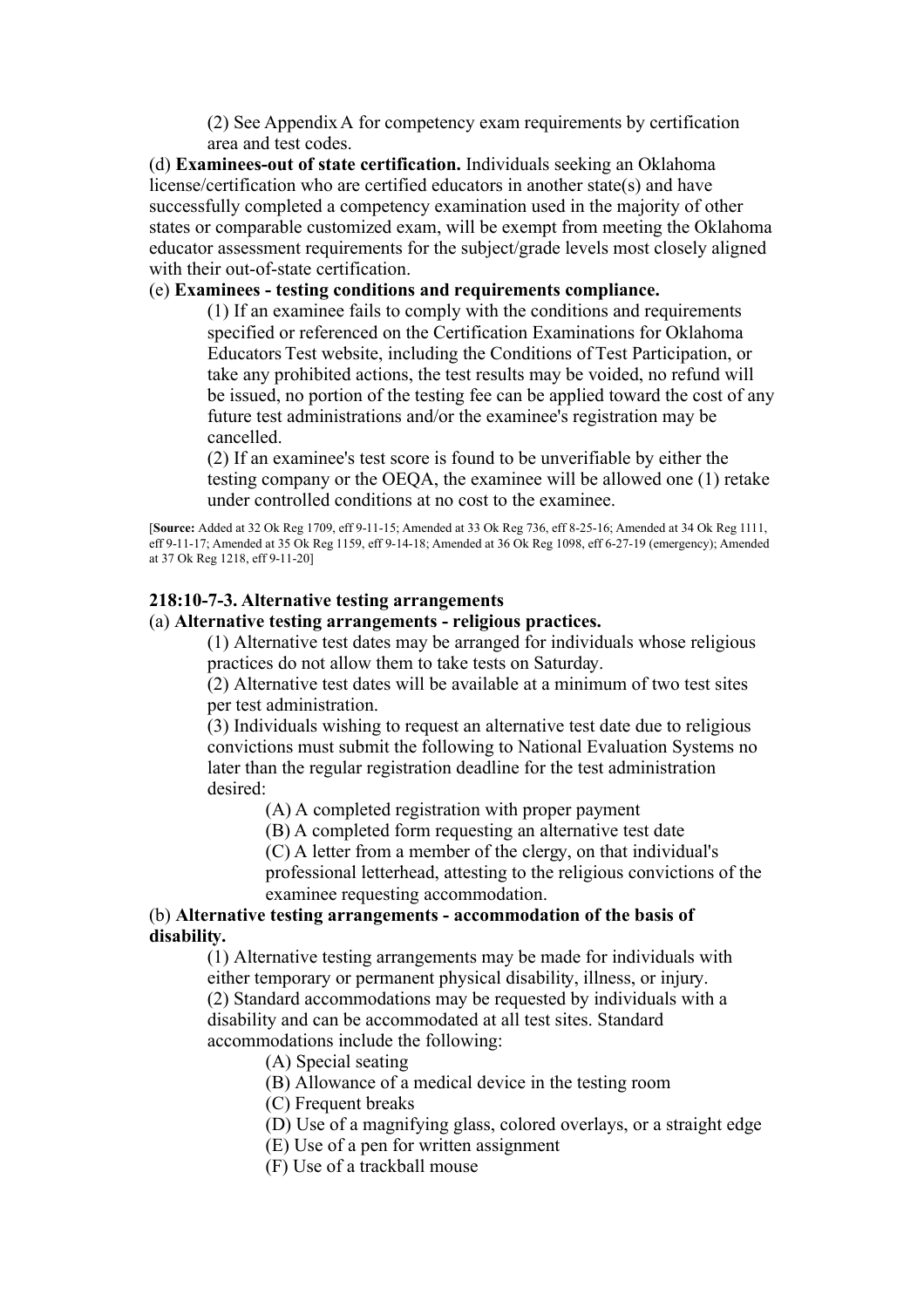(2) See Appendix A for competency exam requirements by certification area and test codes.

(d) **Examinees-out of state certification.** Individuals seeking an Oklahoma license/certification who are certified educators in another state(s) and have successfully completed a competency examination used in the majority of other states or comparable customized exam, will be exempt from meeting the Oklahoma educator assessment requirements for the subject/grade levels most closely aligned with their out-of-state certification.

(e) **Examinees - testing conditions and requirements compliance.**

(1) If an examinee fails to comply with the conditions and requirements specified or referenced on the Certification Examinations for Oklahoma Educators Test website, including the Conditions of Test Participation, or take any prohibited actions, the test results may be voided, no refund will be issued, no portion of the testing fee can be applied toward the cost of any future test administrations and/or the examinee's registration may be cancelled.

(2) If an examinee's test score is found to be unverifiable by either the testing company or the OEQA, the examinee will be allowed one (1) retake under controlled conditions at no cost to the examinee.

[**Source:** Added at 32 Ok Reg 1709, eff 9-11-15; Amended at 33 Ok Reg 736, eff 8-25-16; Amended at 34 Ok Reg 1111, eff 9-11-17; Amended at 35 Ok Reg 1159, eff 9-14-18; Amended at 36 Ok Reg 1098, eff 6-27-19 (emergency); Amended at 37 Ok Reg 1218, eff 9-11-20]

**218:10-7-3. Alternative testing arrangements**

(a) **Alternative testing arrangements - religious practices.**

(1) Alternative test dates may be arranged for individuals whose religious practices do not allow them to take tests on Saturday.

(2) Alternative test dates will be available at a minimum of two test sites per test administration.

(3) Individuals wishing to request an alternative test date due to religious convictions must submit the following to National Evaluation Systems no later than the regular registration deadline for the test administration desired:

(A) A completed registration with proper payment

(B) A completed form requesting an alternative test date

(C) A letter from a member of the clergy, on that individual's professional letterhead, attesting to the religious convictions of the examinee requesting accommodation.

(b) **Alternative testing arrangements - accommodation of the basis of disability.**

(1) Alternative testing arrangements may be made for individuals with either temporary or permanent physical disability, illness, or injury.

(2) Standard accommodations may be requested by individuals with a disability and can be accommodated at all test sites. Standard accommodations include the following:

(A) Special seating

(B) Allowance of a medical device in the testing room

(C) Frequent breaks

(D) Use of a magnifying glass, colored overlays, or a straight edge

(E) Use of a pen for written assignment

(F) Use of a trackball mouse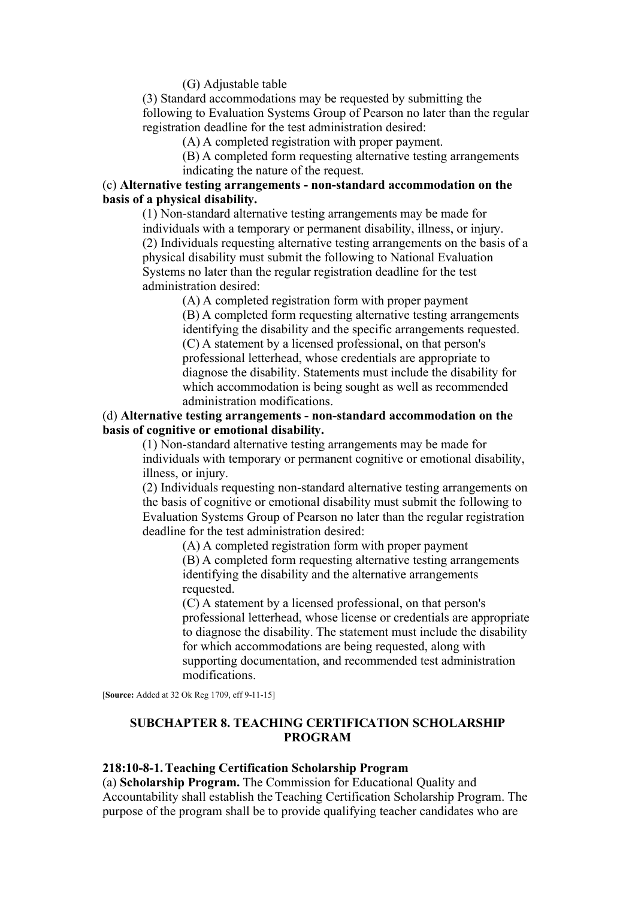(G) Adjustable table

(3) Standard accommodations may be requested by submitting the following to Evaluation Systems Group of Pearson no later than the regular registration deadline for the test administration desired:

(A) A completed registration with proper payment.

(B) A completed form requesting alternative testing arrangements indicating the nature of the request.

(c) **Alternative testing arrangements - non-standard accommodation on the basis of a physical disability.**

(1) Non-standard alternative testing arrangements may be made for individuals with a temporary or permanent disability, illness, or injury.

(2) Individuals requesting alternative testing arrangements on the basis of a physical disability must submit the following to National Evaluation Systems no later than the regular registration deadline for the test administration desired:

(A) A completed registration form with proper payment

(B) A completed form requesting alternative testing arrangements identifying the disability and the specific arrangements requested.

(C) A statement by a licensed professional, on that person's professional letterhead, whose credentials are appropriate to diagnose the disability. Statements must include the disability for which accommodation is being sought as well as recommended administration modifications.

(d) **Alternative testing arrangements - non-standard accommodation on the basis of cognitive or emotional disability.**

(1) Non-standard alternative testing arrangements may be made for individuals with temporary or permanent cognitive or emotional disability, illness, or injury.

(2) Individuals requesting non-standard alternative testing arrangements on the basis of cognitive or emotional disability must submit the following to Evaluation Systems Group of Pearson no later than the regular registration deadline for the test administration desired:

(A) A completed registration form with proper payment

(B) A completed form requesting alternative testing arrangements identifying the disability and the alternative arrangements requested.

(C) A statement by a licensed professional, on that person's professional letterhead, whose license or credentials are appropriate to diagnose the disability. The statement must include the disability for which accommodations are being requested, along with supporting documentation, and recommended test administration modifications.

[**Source:** Added at 32 Ok Reg 1709, eff 9-11-15]

## SUBCHAPTER 8. TEACHING CERTIFICATION SCHOLARSHIP PROGRAM

### 218:10-8-1. Teaching Certification Scholarship Program

(a) **Scholarship Program.** The Commission for Educational Quality and Accountability shall establish the Teaching Certification Scholarship Program. The purpose of the program shall be to provide qualifying teacher candidates who are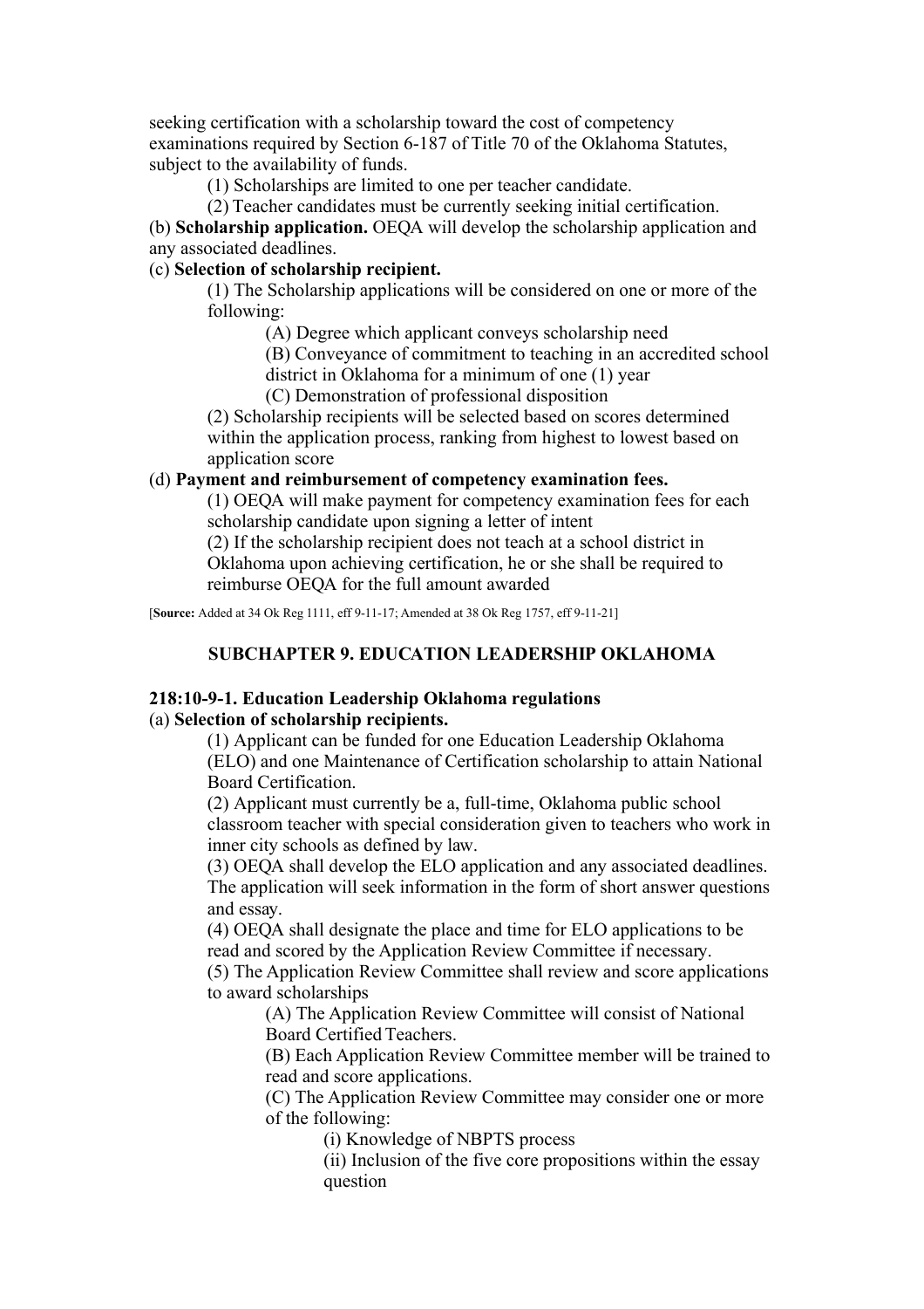seeking certification with a scholarship toward the cost of competency examinations required by Section 6-187 of Title 70 of the Oklahoma Statutes, subject to the availability of funds.

(1) Scholarships are limited to one per teacher candidate.

(2) Teacher candidates must be currently seeking initial certification.

(b) **Scholarship application.** OEQA will develop the scholarship application and any associated deadlines.

(c) **Selection of scholarship recipient.**

(1) The Scholarship applications will be considered on one or more of the following:

(A) Degree which applicant conveys scholarship need

(B) Conveyance of commitment to teaching in an accredited school district in Oklahoma for a minimum of one (1) year

(C) Demonstration of professional disposition

(2) Scholarship recipients will be selected based on scores determined within the application process, ranking from highest to lowest based on application score

(d) **Payment and reimbursement of competency examination fees.**

(1) OEQA will make payment for competency examination fees for each scholarship candidate upon signing a letter of intent

(2) If the scholarship recipient does not teach at a school district in Oklahoma upon achieving certification, he or she shall be required to reimburse OEQA for the full amount awarded

[**Source:** Added at 34 Ok Reg 1111, eff 9-11-17; Amended at 38 Ok Reg 1757, eff 9-11-21]

## SUBCHAPTER 9. EDUCATION LEADERSHIP OKLAHOMA

### 218:10-9-1. Education Leadership Oklahoma regulations

(a) **Selection of scholarship recipients.**

(1) Applicant can be funded for one Education Leadership Oklahoma (ELO) and one Maintenance of Certification scholarship to attain National Board Certification.

(2) Applicant must currently be a, full-time, Oklahoma public school classroom teacher with special consideration given to teachers who work in inner city schools as defined by law.

(3) OEQA shall develop the ELO application and any associated deadlines. The application will seek information in the form of short answer questions and essay.

(4) OEQA shall designate the place and time for ELO applications to be read and scored by the Application Review Committee if necessary.

(5) The Application Review Committee shall review and score applications to award scholarships

(A) The Application Review Committee will consist of National Board Certified Teachers.

(B) Each Application Review Committee member will be trained to read and score applications.

(C) The Application Review Committee may consider one or more of the following:

(i) Knowledge of NBPTS process

(ii) Inclusion of the five core propositions within the essay question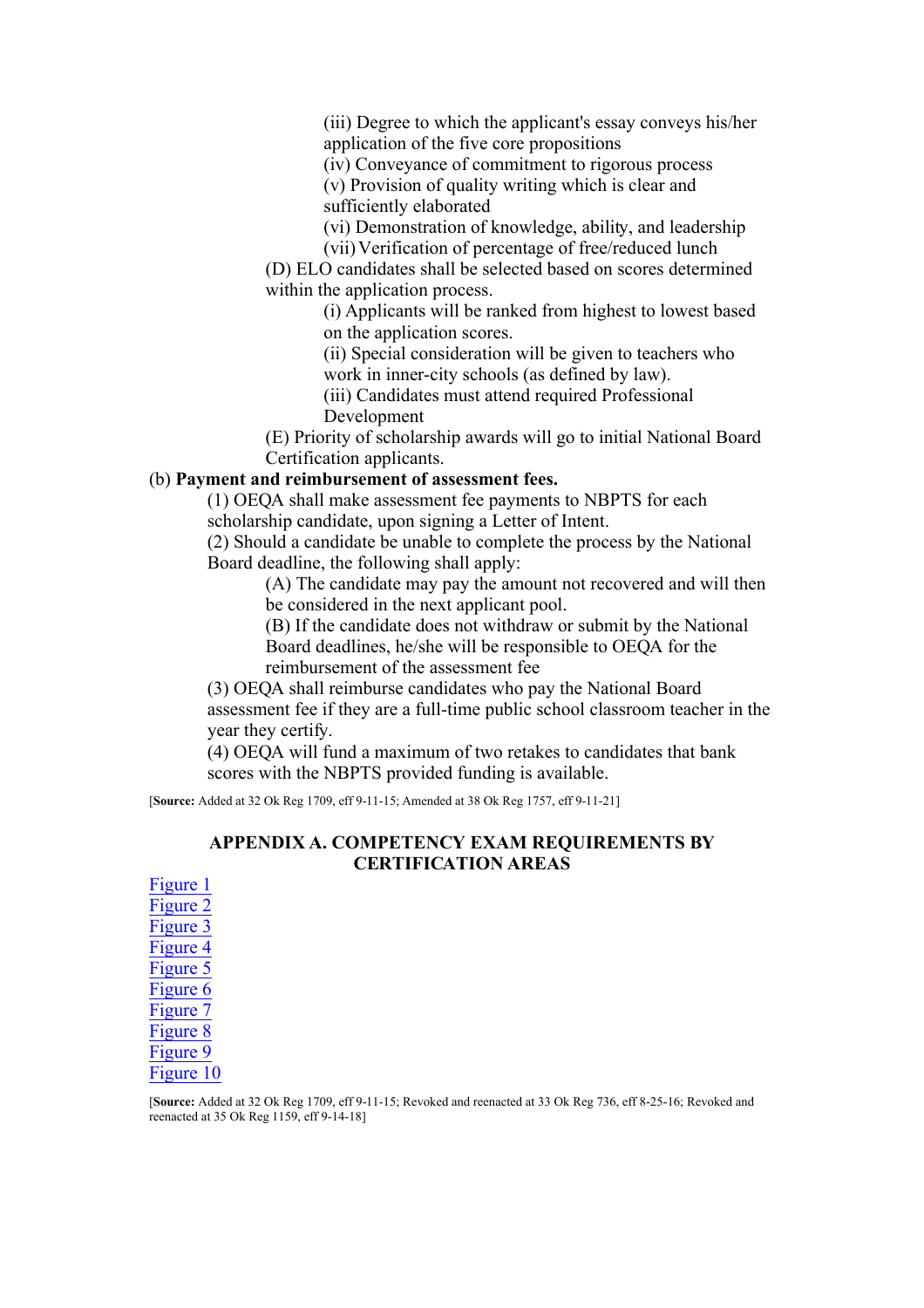(iii) Degree to which the applicant's essay conveys his/her application of the five core propositions

(iv) Conveyance of commitment to rigorous process

(v) Provision of quality writing which is clear and sufficiently elaborated

(vi) Demonstration of knowledge, ability, and leadership

(vii) Verification of percentage of free/reduced lunch

(D) ELO candidates shall be selected based on scores determined within the application process.

(i) Applicants will be ranked from highest to lowest based on the application scores.

(ii) Special consideration will be given to teachers who work in inner-city schools (as defined by law).

(iii) Candidates must attend required Professional Development

(E) Priority of scholarship awards will go to initial National Board Certification applicants.

(b) **Payment and reimbursement of assessment fees.**

(1) OEQA shall make assessment fee payments to NBPTS for each scholarship candidate, upon signing a Letter of Intent.

(2) Should a candidate be unable to complete the process by the National Board deadline, the following shall apply:

(A) The candidate may pay the amount not recovered and will then be considered in the next applicant pool.

(B) If the candidate does not withdraw or submit by the National Board deadlines, he/she will be responsible to OEQA for the reimbursement of the assessment fee

(3) OEQA shall reimburse candidates who pay the National Board assessment fee if they are a full-time public school classroom teacher in the year they certify.

(4) OEQA will fund a maximum of two retakes to candidates that bank scores with the NBPTS provided funding is available.

[**Source:** Added at 32 Ok Reg 1709, eff 9-11-15; Amended at 38 Ok Reg 1757, eff 9-11-21]

## APPENDIX A. COMPETENCY EXAM REQUIREMENTS BY CERTIFICATION AREAS

Figure 1
Figure 2
Figure 3
Figure 4
Figure 5
Figure 6
Figure 7
Figure 8
Figure 9
Figure 10

[**Source:** Added at 32 Ok Reg 1709, eff 9-11-15; Revoked and reenacted at 33 Ok Reg 736, eff 8-25-16; Revoked and reenacted at 35 Ok Reg 1159, eff 9-14-18]